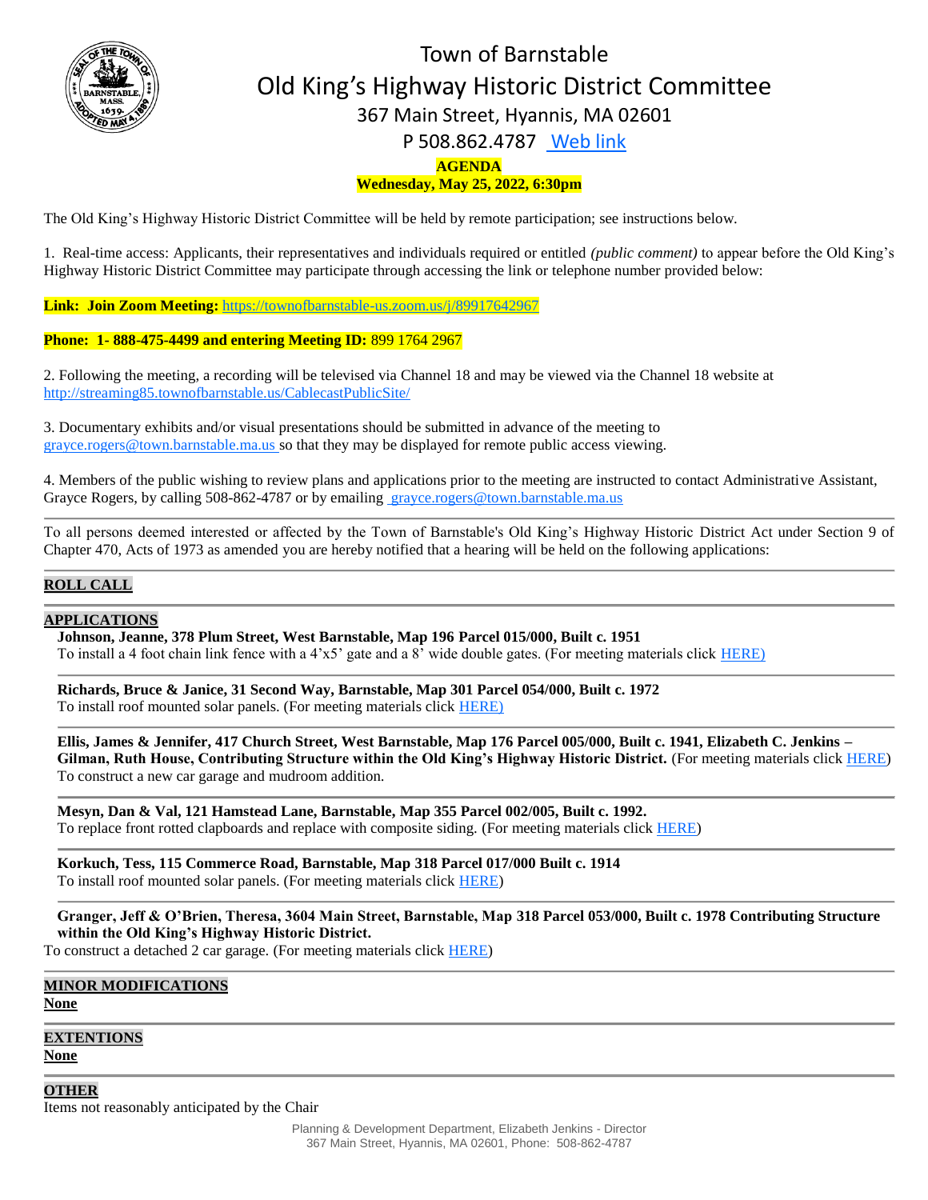# Town of Barnstable
# Old King's Highway Historic District Committee

367 Main Street, Hyannis, MA 02601

P 508.862.4787 [Web link]

**AGENDA**

**Wednesday, May 25, 2022, 6:30pm**

The Old King's Highway Historic District Committee will be held by remote participation; see instructions below.

1. Real-time access: Applicants, their representatives and individuals required or entitled *(public comment)* to appear before the Old King's Highway Historic District Committee may participate through accessing the link or telephone number provided below:

**Link: Join Zoom Meeting:** https://townofbarnstable-us.zoom.us/j/89917642967

**Phone: 1- 888-475-4499 and entering Meeting ID:** 899 1764 2967

2. Following the meeting, a recording will be televised via Channel 18 and may be viewed via the Channel 18 website at http://streaming85.townofbarnstable.us/CablecastPublicSite/

3. Documentary exhibits and/or visual presentations should be submitted in advance of the meeting to grayce.rogers@town.barnstable.ma.us so that they may be displayed for remote public access viewing.

4. Members of the public wishing to review plans and applications prior to the meeting are instructed to contact Administrative Assistant, Grayce Rogers, by calling 508-862-4787 or by emailing grayce.rogers@town.barnstable.ma.us

---

To all persons deemed interested or affected by the Town of Barnstable's Old King's Highway Historic District Act under Section 9 of Chapter 470, Acts of 1973 as amended you are hereby notified that a hearing will be held on the following applications:

---

**ROLL CALL**

---

**APPLICATIONS**

**Johnson, Jeanne, 378 Plum Street, West Barnstable, Map 196 Parcel 015/000, Built c. 1951**
To install a 4 foot chain link fence with a 4'x5' gate and a 8' wide double gates. (For meeting materials click HERE)

**Richards, Bruce & Janice, 31 Second Way, Barnstable, Map 301 Parcel 054/000, Built c. 1972**
To install roof mounted solar panels. (For meeting materials click HERE)

**Ellis, James & Jennifer, 417 Church Street, West Barnstable, Map 176 Parcel 005/000, Built c. 1941, Elizabeth C. Jenkins – Gilman, Ruth House, Contributing Structure within the Old King's Highway Historic District.** (For meeting materials click HERE)
To construct a new car garage and mudroom addition.

**Mesyn, Dan & Val, 121 Hamstead Lane, Barnstable, Map 355 Parcel 002/005, Built c. 1992.**
To replace front rotted clapboards and replace with composite siding. (For meeting materials click HERE)

**Korkuch, Tess, 115 Commerce Road, Barnstable, Map 318 Parcel 017/000 Built c. 1914**
To install roof mounted solar panels. (For meeting materials click HERE)

**Granger, Jeff & O'Brien, Theresa, 3604 Main Street, Barnstable, Map 318 Parcel 053/000, Built c. 1978 Contributing Structure within the Old King's Highway Historic District.**
To construct a detached 2 car garage. (For meeting materials click HERE)

---

**MINOR MODIFICATIONS**

**None**

---

**EXTENTIONS**

**None**

---

**OTHER**

Items not reasonably anticipated by the Chair

Planning & Development Department, Elizabeth Jenkins - Director
367 Main Street, Hyannis, MA 02601, Phone: 508-862-4787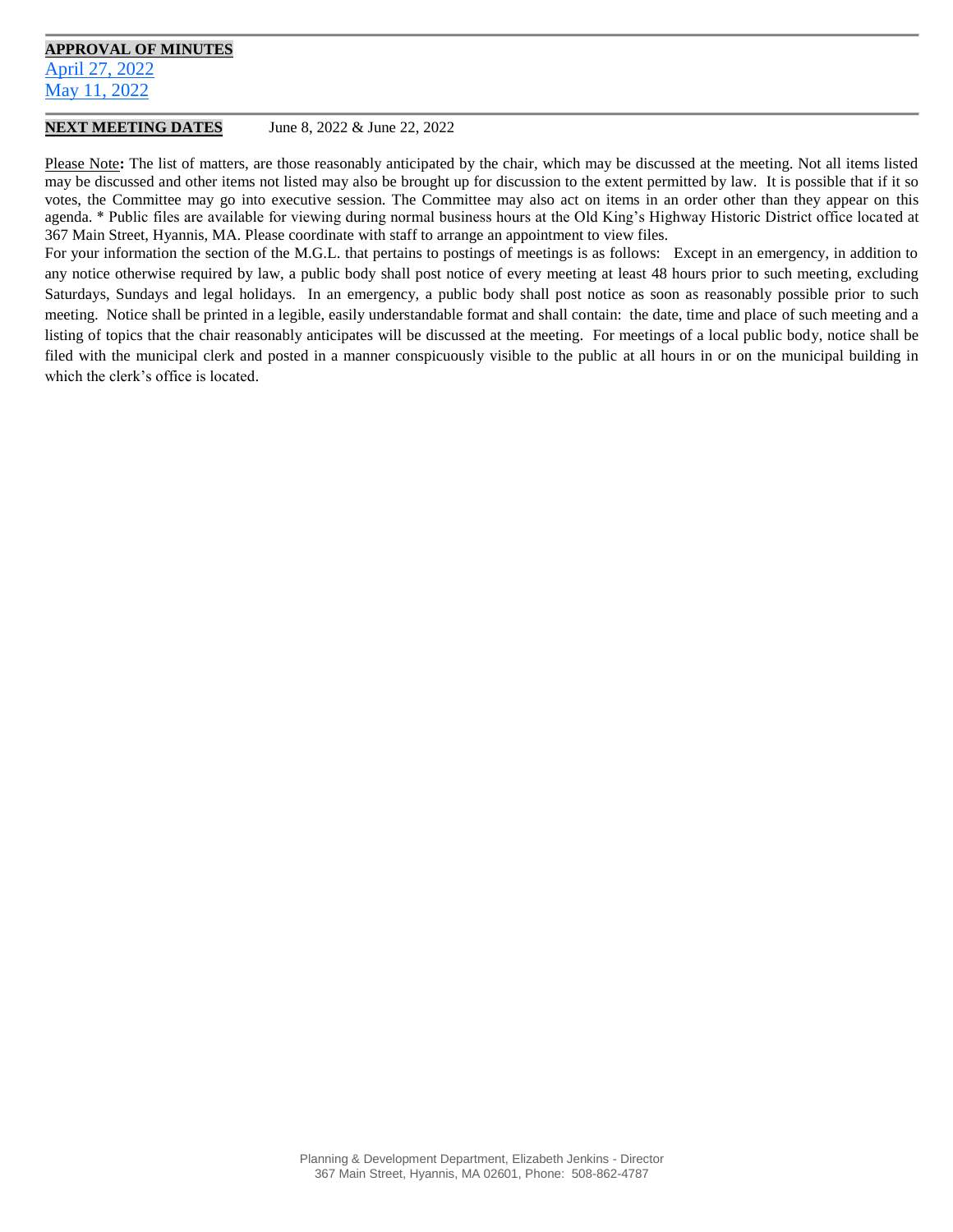**APPROVAL OF MINUTES**
April 27, 2022
May 11, 2022

**NEXT MEETING DATES** June 8, 2022 & June 22, 2022

Please Note**:** The list of matters, are those reasonably anticipated by the chair, which may be discussed at the meeting. Not all items listed may be discussed and other items not listed may also be brought up for discussion to the extent permitted by law. It is possible that if it so votes, the Committee may go into executive session. The Committee may also act on items in an order other than they appear on this agenda. * Public files are available for viewing during normal business hours at the Old King's Highway Historic District office located at 367 Main Street, Hyannis, MA. Please coordinate with staff to arrange an appointment to view files.

For your information the section of the M.G.L. that pertains to postings of meetings is as follows: Except in an emergency, in addition to any notice otherwise required by law, a public body shall post notice of every meeting at least 48 hours prior to such meeting, excluding Saturdays, Sundays and legal holidays. In an emergency, a public body shall post notice as soon as reasonably possible prior to such meeting. Notice shall be printed in a legible, easily understandable format and shall contain: the date, time and place of such meeting and a listing of topics that the chair reasonably anticipates will be discussed at the meeting. For meetings of a local public body, notice shall be filed with the municipal clerk and posted in a manner conspicuously visible to the public at all hours in or on the municipal building in which the clerk's office is located.

Planning & Development Department, Elizabeth Jenkins - Director
367 Main Street, Hyannis, MA 02601, Phone: 508-862-4787